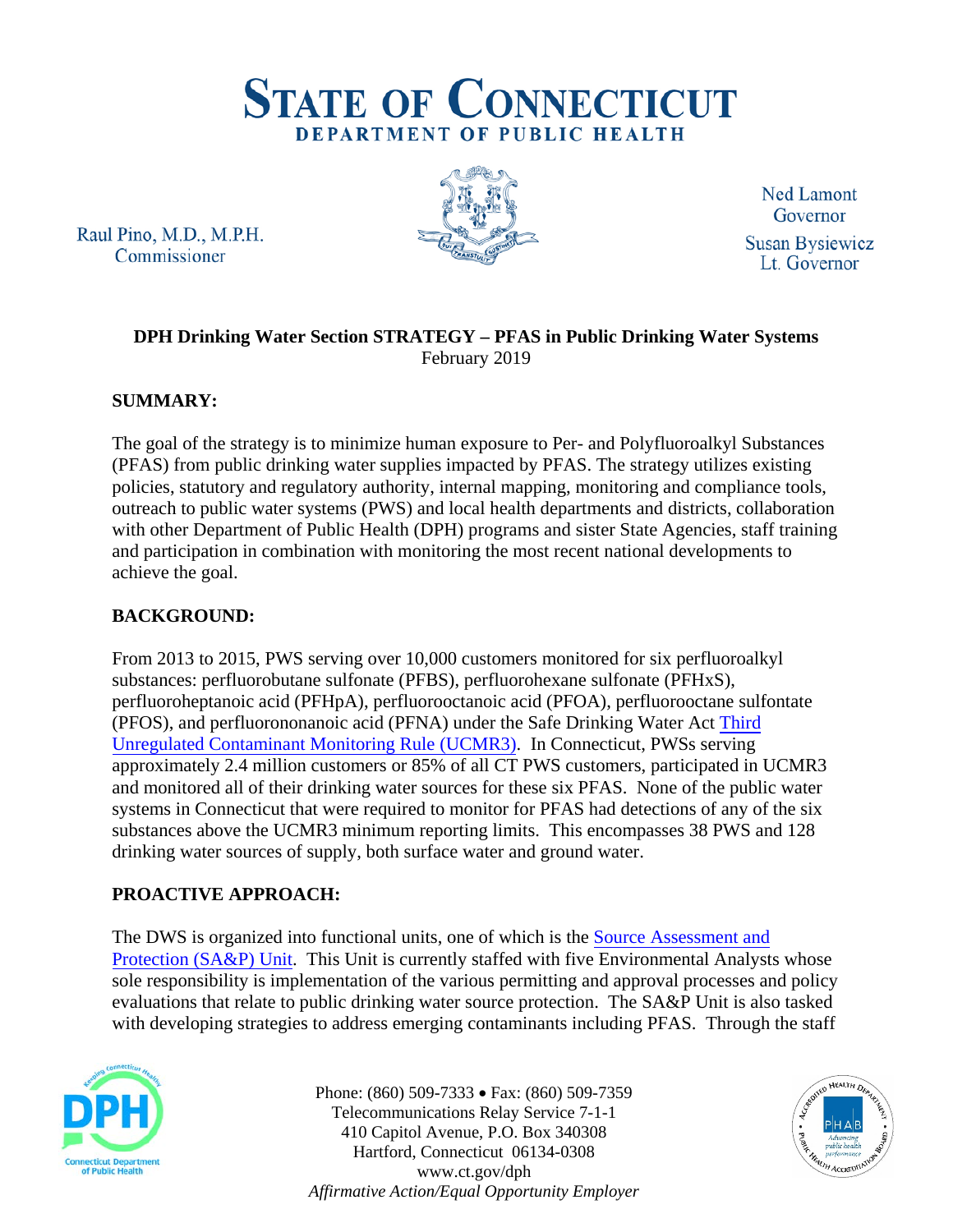# STATE OF CONNECTICUT
## DEPARTMENT OF PUBLIC HEALTH

Raul Pino, M.D., M.P.H.
Commissioner

Ned Lamont
Governor

Susan Bysiewicz
Lt. Governor

**DPH Drinking Water Section STRATEGY – PFAS in Public Drinking Water Systems**
February 2019

### SUMMARY:

The goal of the strategy is to minimize human exposure to Per- and Polyfluoroalkyl Substances (PFAS) from public drinking water supplies impacted by PFAS. The strategy utilizes existing policies, statutory and regulatory authority, internal mapping, monitoring and compliance tools, outreach to public water systems (PWS) and local health departments and districts, collaboration with other Department of Public Health (DPH) programs and sister State Agencies, staff training and participation in combination with monitoring the most recent national developments to achieve the goal.

### BACKGROUND:

From 2013 to 2015, PWS serving over 10,000 customers monitored for six perfluoroalkyl substances: perfluorobutane sulfonate (PFBS), perfluorohexane sulfonate (PFHxS), perfluoroheptanoic acid (PFHpA), perfluorooctanoic acid (PFOA), perfluorooctane sulfontate (PFOS), and perfluorononanoic acid (PFNA) under the Safe Drinking Water Act Third Unregulated Contaminant Monitoring Rule (UCMR3). In Connecticut, PWSs serving approximately 2.4 million customers or 85% of all CT PWS customers, participated in UCMR3 and monitored all of their drinking water sources for these six PFAS. None of the public water systems in Connecticut that were required to monitor for PFAS had detections of any of the six substances above the UCMR3 minimum reporting limits. This encompasses 38 PWS and 128 drinking water sources of supply, both surface water and ground water.

### PROACTIVE APPROACH:

The DWS is organized into functional units, one of which is the Source Assessment and Protection (SA&P) Unit. This Unit is currently staffed with five Environmental Analysts whose sole responsibility is implementation of the various permitting and approval processes and policy evaluations that relate to public drinking water source protection. The SA&P Unit is also tasked with developing strategies to address emerging contaminants including PFAS. Through the staff

Phone: (860) 509-7333 • Fax: (860) 509-7359
Telecommunications Relay Service 7-1-1
410 Capitol Avenue, P.O. Box 340308
Hartford, Connecticut 06134-0308
www.ct.gov/dph
*Affirmative Action/Equal Opportunity Employer*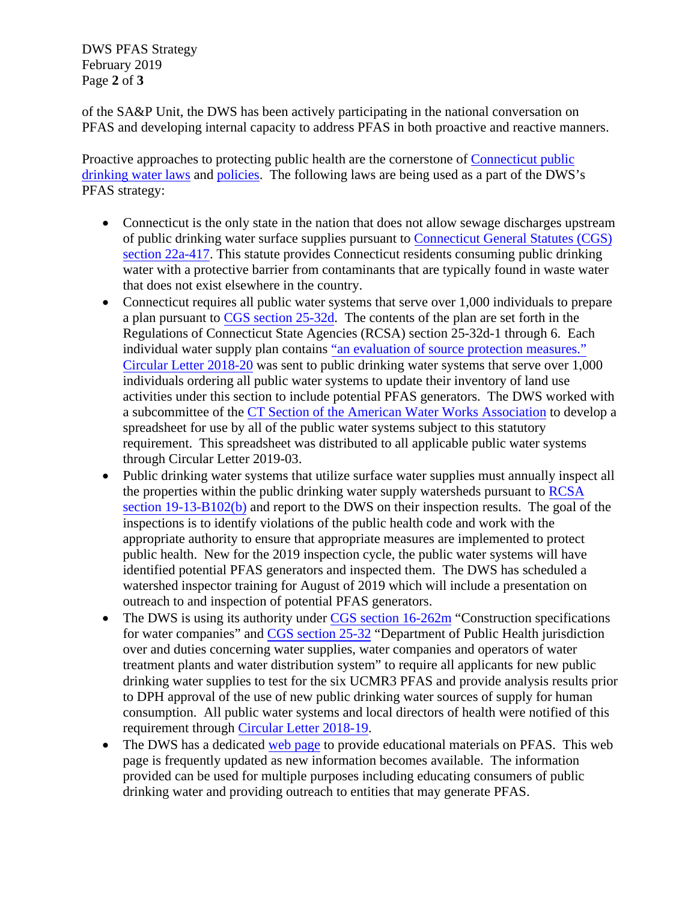of the SA&P Unit, the DWS has been actively participating in the national conversation on PFAS and developing internal capacity to address PFAS in both proactive and reactive manners.

Proactive approaches to protecting public health are the cornerstone of Connecticut public drinking water laws and policies. The following laws are being used as a part of the DWS's PFAS strategy:

- Connecticut is the only state in the nation that does not allow sewage discharges upstream of public drinking water surface supplies pursuant to Connecticut General Statutes (CGS) section 22a-417. This statute provides Connecticut residents consuming public drinking water with a protective barrier from contaminants that are typically found in waste water that does not exist elsewhere in the country.
- Connecticut requires all public water systems that serve over 1,000 individuals to prepare a plan pursuant to CGS section 25-32d. The contents of the plan are set forth in the Regulations of Connecticut State Agencies (RCSA) section 25-32d-1 through 6. Each individual water supply plan contains "an evaluation of source protection measures." Circular Letter 2018-20 was sent to public drinking water systems that serve over 1,000 individuals ordering all public water systems to update their inventory of land use activities under this section to include potential PFAS generators. The DWS worked with a subcommittee of the CT Section of the American Water Works Association to develop a spreadsheet for use by all of the public water systems subject to this statutory requirement. This spreadsheet was distributed to all applicable public water systems through Circular Letter 2019-03.
- Public drinking water systems that utilize surface water supplies must annually inspect all the properties within the public drinking water supply watersheds pursuant to RCSA section 19-13-B102(b) and report to the DWS on their inspection results. The goal of the inspections is to identify violations of the public health code and work with the appropriate authority to ensure that appropriate measures are implemented to protect public health. New for the 2019 inspection cycle, the public water systems will have identified potential PFAS generators and inspected them. The DWS has scheduled a watershed inspector training for August of 2019 which will include a presentation on outreach to and inspection of potential PFAS generators.
- The DWS is using its authority under CGS section 16-262m "Construction specifications for water companies" and CGS section 25-32 "Department of Public Health jurisdiction over and duties concerning water supplies, water companies and operators of water treatment plants and water distribution system" to require all applicants for new public drinking water supplies to test for the six UCMR3 PFAS and provide analysis results prior to DPH approval of the use of new public drinking water sources of supply for human consumption. All public water systems and local directors of health were notified of this requirement through Circular Letter 2018-19.
- The DWS has a dedicated web page to provide educational materials on PFAS. This web page is frequently updated as new information becomes available. The information provided can be used for multiple purposes including educating consumers of public drinking water and providing outreach to entities that may generate PFAS.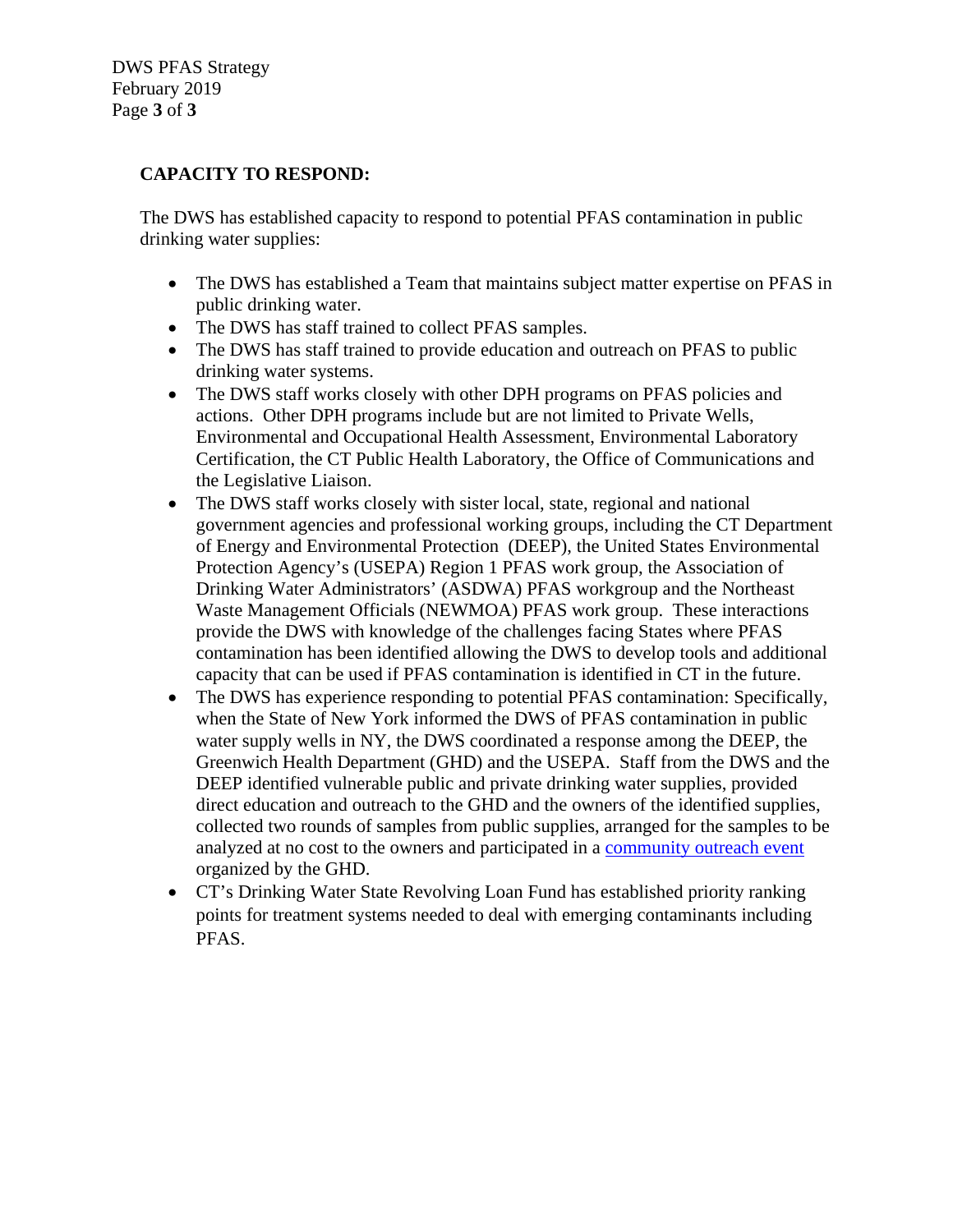## CAPACITY TO RESPOND:

The DWS has established capacity to respond to potential PFAS contamination in public drinking water supplies:

- The DWS has established a Team that maintains subject matter expertise on PFAS in public drinking water.
- The DWS has staff trained to collect PFAS samples.
- The DWS has staff trained to provide education and outreach on PFAS to public drinking water systems.
- The DWS staff works closely with other DPH programs on PFAS policies and actions. Other DPH programs include but are not limited to Private Wells, Environmental and Occupational Health Assessment, Environmental Laboratory Certification, the CT Public Health Laboratory, the Office of Communications and the Legislative Liaison.
- The DWS staff works closely with sister local, state, regional and national government agencies and professional working groups, including the CT Department of Energy and Environmental Protection (DEEP), the United States Environmental Protection Agency's (USEPA) Region 1 PFAS work group, the Association of Drinking Water Administrators' (ASDWA) PFAS workgroup and the Northeast Waste Management Officials (NEWMOA) PFAS work group. These interactions provide the DWS with knowledge of the challenges facing States where PFAS contamination has been identified allowing the DWS to develop tools and additional capacity that can be used if PFAS contamination is identified in CT in the future.
- The DWS has experience responding to potential PFAS contamination: Specifically, when the State of New York informed the DWS of PFAS contamination in public water supply wells in NY, the DWS coordinated a response among the DEEP, the Greenwich Health Department (GHD) and the USEPA. Staff from the DWS and the DEEP identified vulnerable public and private drinking water supplies, provided direct education and outreach to the GHD and the owners of the identified supplies, collected two rounds of samples from public supplies, arranged for the samples to be analyzed at no cost to the owners and participated in a community outreach event organized by the GHD.
- CT's Drinking Water State Revolving Loan Fund has established priority ranking points for treatment systems needed to deal with emerging contaminants including PFAS.